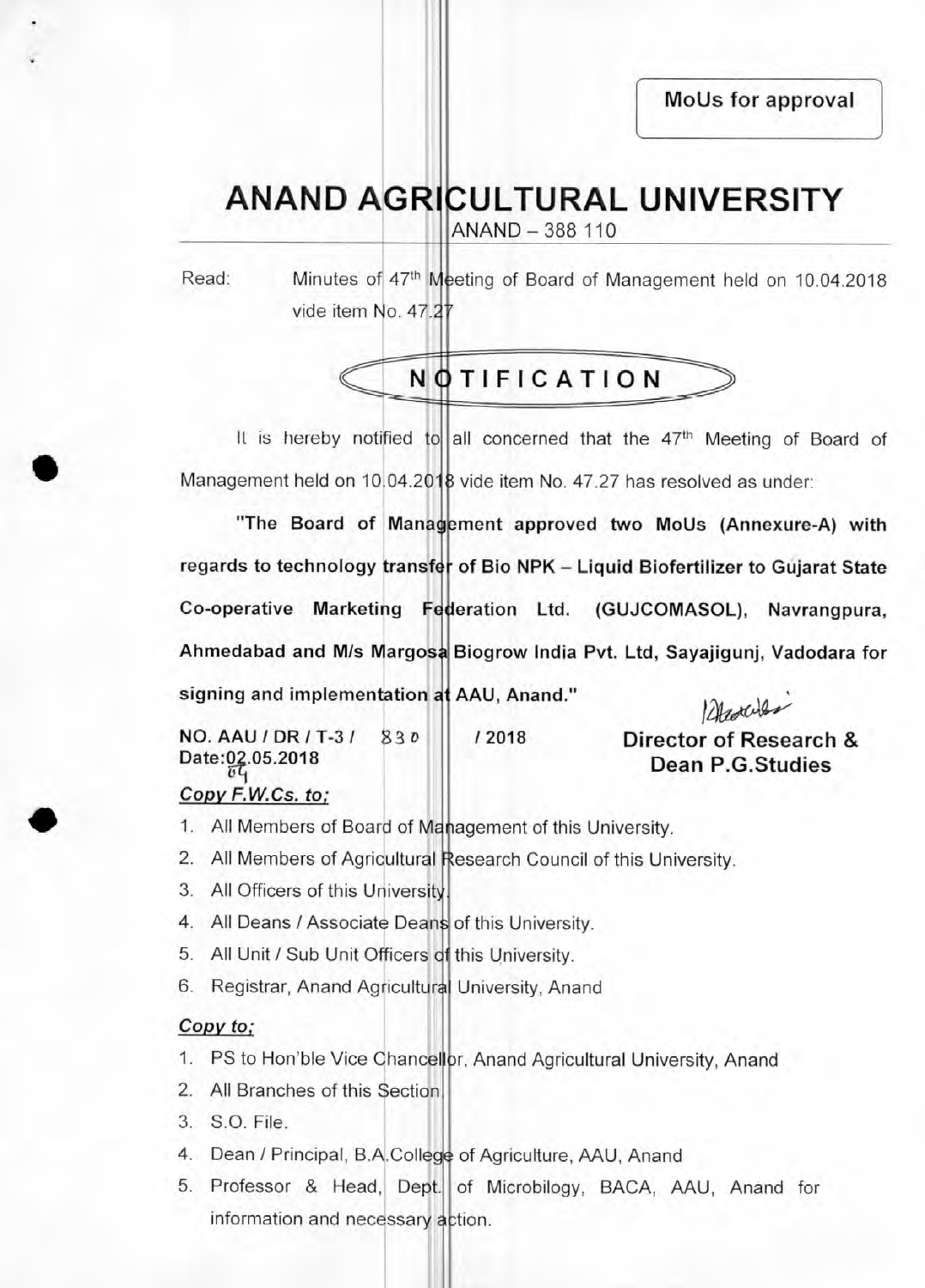MoUs for approval

# ANAND AGRICULTURAL UNIVERSITY

ANAND – 388 110

Read: Minutes of 47th Meeting of Board of Management held on 10.04.2018 vide item No. 47.27

## NOTIFICATION

It is hereby notified to all concerned that the 47th Meeting of Board of Management held on 10.04.2018 vide item No. 47.27 has resolved as under:

**"The Board of Management approved two MoUs (Annexure-A) with regards to technology transfer of Bio NPK – Liquid Biofertilizer to Gujarat State Co-operative Marketing Federation Ltd. (GUJCOMASOL), Navrangpura, Ahmedabad and M/s Margosa Biogrow India Pvt. Ltd, Sayajigunj, Vadodara for signing and implementation at AAU, Anand."**

**NO. AAU / DR / T-3 / 830 / 2018**
**Date: 04.05.2018**

**Director of Research & Dean P.G.Studies**

***Copy F.W.Cs. to;***

1. All Members of Board of Management of this University.
2. All Members of Agricultural Research Council of this University.
3. All Officers of this University.
4. All Deans / Associate Deans of this University.
5. All Unit / Sub Unit Officers of this University.
6. Registrar, Anand Agricultural University, Anand

***Copy to;***

1. PS to Hon'ble Vice Chancellor, Anand Agricultural University, Anand
2. All Branches of this Section
3. S.O. File.
4. Dean / Principal, B.A.College of Agriculture, AAU, Anand
5. Professor & Head, Dept. of Microbilogy, BACA, AAU, Anand for information and necessary action.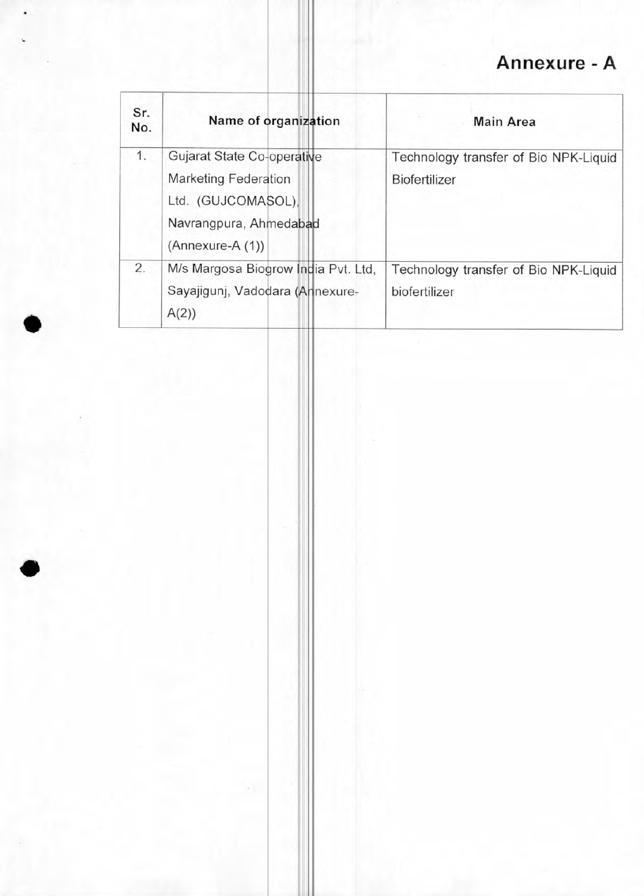# Annexure - A

| Sr. No. | Name of organization | Main Area |
|---|---|---|
| 1. | Gujarat State Co-operative Marketing Federation Ltd. (GUJCOMASOL), Navrangpura, Ahmedabad (Annexure-A (1)) | Technology transfer of Bio NPK-Liquid Biofertilizer |
| 2. | M/s Margosa Biogrow India Pvt. Ltd, Sayajigunj, Vadodara (Annexure-A(2)) | Technology transfer of Bio NPK-Liquid biofertilizer |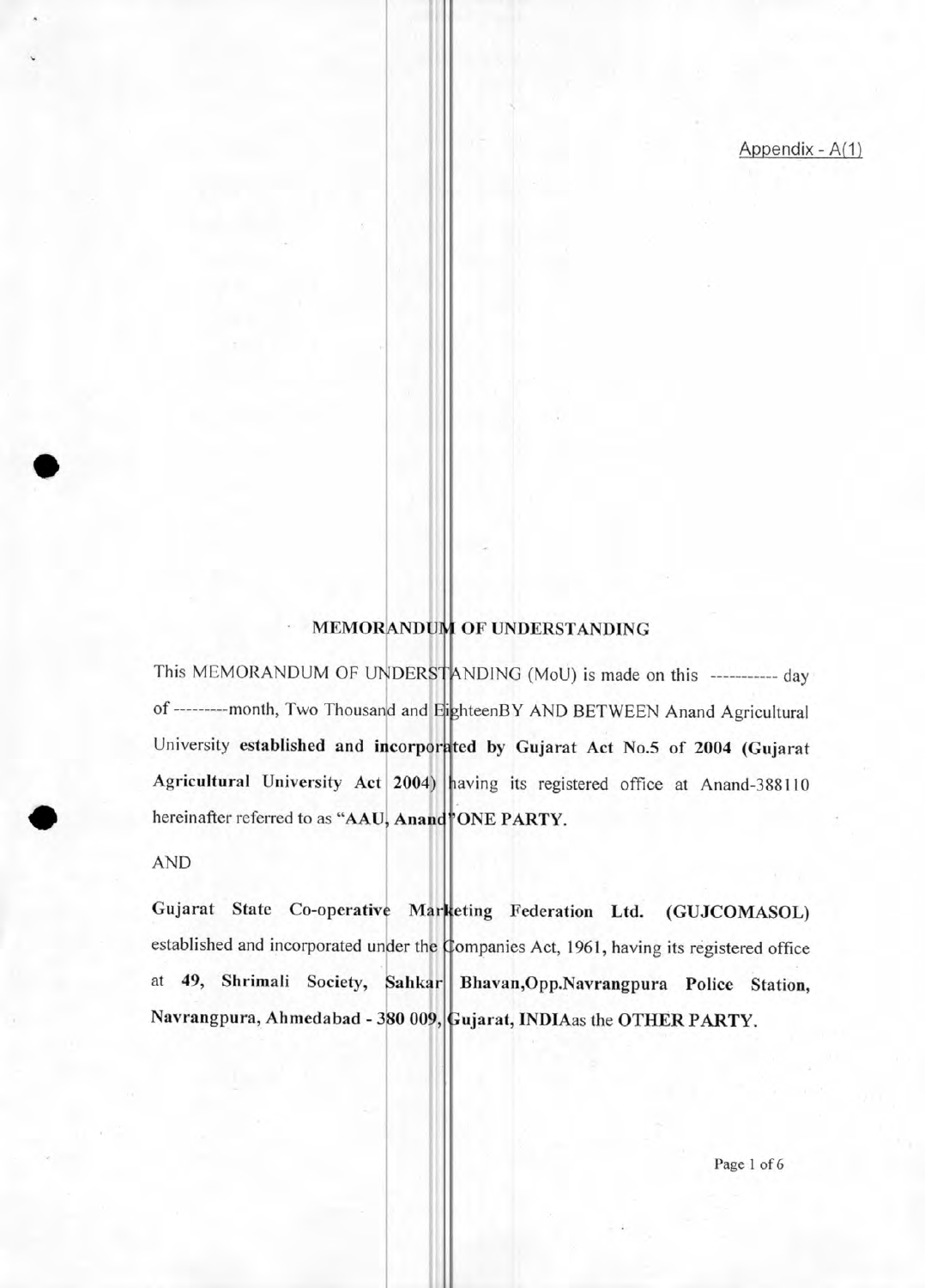Appendix - A(1)

## MEMORANDUM OF UNDERSTANDING

This MEMORANDUM OF UNDERSTANDING (MoU) is made on this ----------- day of ---------month, Two Thousand and EighteenBY AND BETWEEN Anand Agricultural University **established and incorporated by Gujarat Act No.5 of 2004 (Gujarat Agricultural University Act 2004)** having its registered office at Anand-388110 hereinafter referred to as "**AAU, Anand**"**ONE PARTY.**

AND

**Gujarat State Co-operative Marketing Federation Ltd. (GUJCOMASOL)** established and incorporated under the Companies Act, 1961, having its registered office at **49, Shrimali Society, Sahkar Bhavan,Opp.Navrangpura Police Station, Navrangpura, Ahmedabad - 380 009, Gujarat, INDIA**as the **OTHER PARTY.**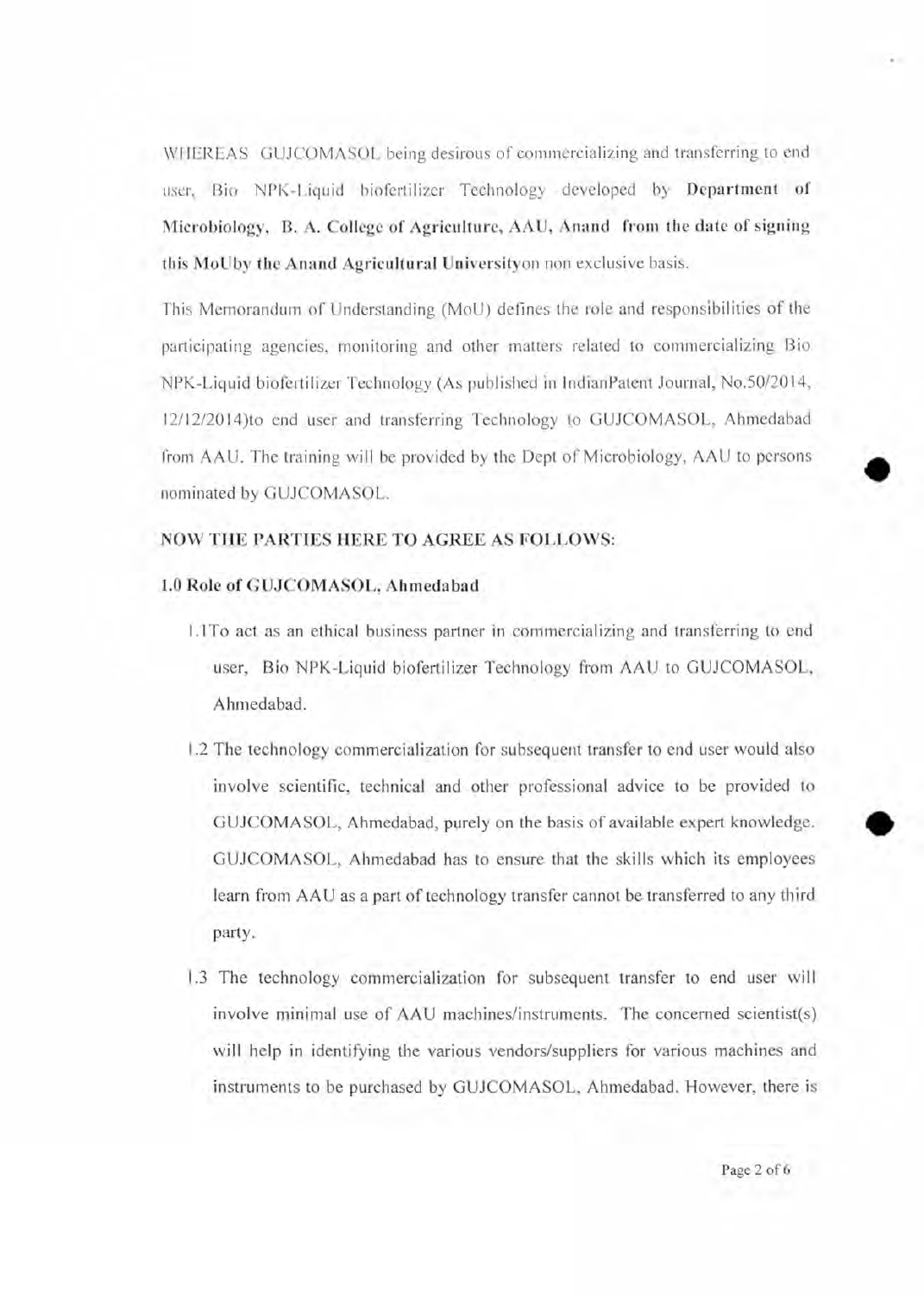WHEREAS GUJCOMASOL being desirous of commercializing and transferring to end user, Bio NPK-Liquid biofertilizer Technology developed by **Department of Microbiology, B. A. College of Agriculture, AAU, Anand from the date of signing this MoUby the Anand Agricultural Universityon** non exclusive basis.

This Memorandum of Understanding (MoU) defines the role and responsibilities of the participating agencies, monitoring and other matters related to commercializing Bio NPK-Liquid biofertilizer Technology (As published in IndianPatent Journal, No.50/2014, 12/12/2014)to end user and transferring Technology to GUJCOMASOL, Ahmedabad from AAU. The training will be provided by the Dept of Microbiology, AAU to persons nominated by GUJCOMASOL.

**NOW THE PARTIES HERE TO AGREE AS FOLLOWS:**

**1.0 Role of GUJCOMASOL, Ahmedabad**

1.1To act as an ethical business partner in commercializing and transferring to end user, Bio NPK-Liquid biofertilizer Technology from AAU to GUJCOMASOL, Ahmedabad.

1.2 The technology commercialization for subsequent transfer to end user would also involve scientific, technical and other professional advice to be provided to GUJCOMASOL, Ahmedabad, purely on the basis of available expert knowledge. GUJCOMASOL, Ahmedabad has to ensure that the skills which its employees learn from AAU as a part of technology transfer cannot be transferred to any third party.

1.3 The technology commercialization for subsequent transfer to end user will involve minimal use of AAU machines/instruments. The concerned scientist(s) will help in identifying the various vendors/suppliers for various machines and instruments to be purchased by GUJCOMASOL, Ahmedabad. However, there is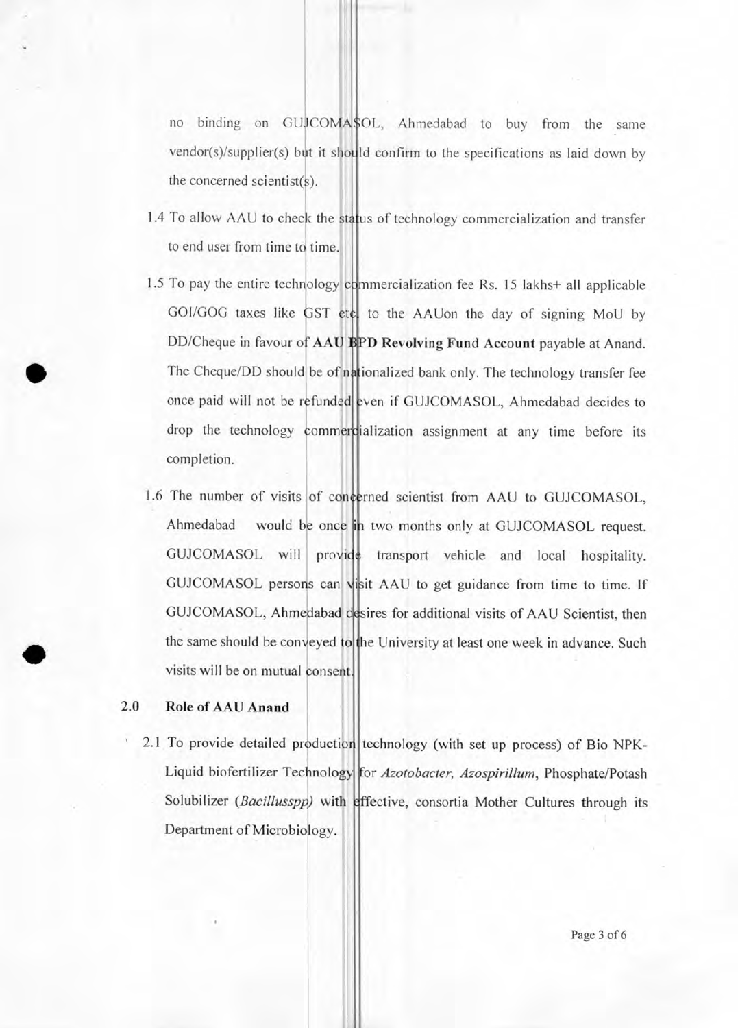no binding on GUJCOMASOL, Ahmedabad to buy from the same vendor(s)/supplier(s) but it should confirm to the specifications as laid down by the concerned scientist(s).

1.4 To allow AAU to check the status of technology commercialization and transfer to end user from time to time.

1.5 To pay the entire technology commercialization fee Rs. 15 lakhs+ all applicable GOI/GOG taxes like GST etc. to the AAUon the day of signing MoU by DD/Cheque in favour of **AAU BPD Revolving Fund Account** payable at Anand. The Cheque/DD should be of nationalized bank only. The technology transfer fee once paid will not be refunded even if GUJCOMASOL, Ahmedabad decides to drop the technology commercialization assignment at any time before its completion.

1.6 The number of visits of concerned scientist from AAU to GUJCOMASOL, Ahmedabad would be once in two months only at GUJCOMASOL request. GUJCOMASOL will provide transport vehicle and local hospitality. GUJCOMASOL persons can visit AAU to get guidance from time to time. If GUJCOMASOL, Ahmedabad desires for additional visits of AAU Scientist, then the same should be conveyed to the University at least one week in advance. Such visits will be on mutual consent.

## 2.0 Role of AAU Anand

2.1 To provide detailed production technology (with set up process) of Bio NPK-Liquid biofertilizer Technology for *Azotobacter, Azospirillum*, Phosphate/Potash Solubilizer (*Bacillusspp)* with effective, consortia Mother Cultures through its Department of Microbiology.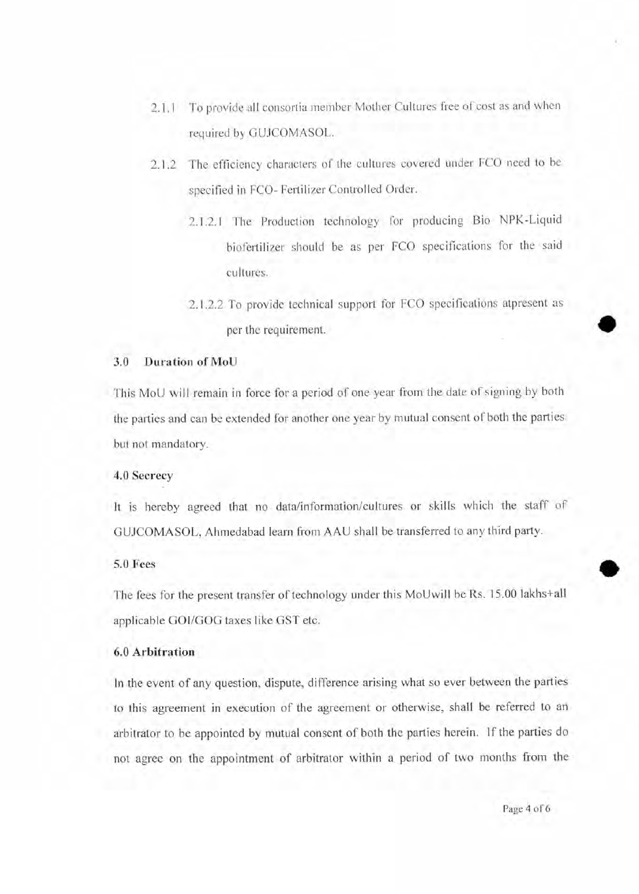2.1.1 To provide all consortia member Mother Cultures free of cost as and when required by GUJCOMASOL.

2.1.2 The efficiency characters of the cultures covered under FCO need to be specified in FCO- Fertilizer Controlled Order.

2.1.2.1 The Production technology for producing Bio NPK-Liquid biofertilizer should be as per FCO specifications for the said cultures.

2.1.2.2 To provide technical support for FCO specifications atpresent as per the requirement.

### 3.0 Duration of MoU

This MoU will remain in force for a period of one year from the date of signing by both the parties and can be extended for another one year by mutual consent of both the parties but not mandatory.

### 4.0 Secrecy

It is hereby agreed that no data/information/cultures or skills which the staff of GUJCOMASOL, Ahmedabad learn from AAU shall be transferred to any third party.

### 5.0 Fees

The fees for the present transfer of technology under this MoUwill be Rs. 15.00 lakhs+all applicable GOI/GOG taxes like GST etc.

### 6.0 Arbitration

In the event of any question, dispute, difference arising what so ever between the parties to this agreement in execution of the agreement or otherwise, shall be referred to an arbitrator to be appointed by mutual consent of both the parties herein. If the parties do not agree on the appointment of arbitrator within a period of two months from the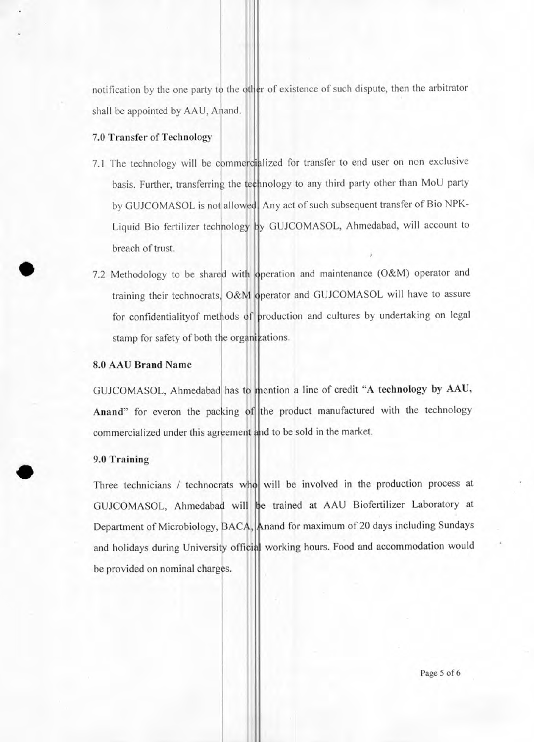notification by the one party to the other of existence of such dispute, then the arbitrator shall be appointed by AAU, Anand.

**7.0 Transfer of Technology**

7.1 The technology will be commercialized for transfer to end user on non exclusive basis. Further, transferring the technology to any third party other than MoU party by GUJCOMASOL is not allowed. Any act of such subsequent transfer of Bio NPK-Liquid Bio fertilizer technology by GUJCOMASOL, Ahmedabad, will account to breach of trust.

7.2 Methodology to be shared with operation and maintenance (O&M) operator and training their technocrats, O&M operator and GUJCOMASOL will have to assure for confidentialityof methods of production and cultures by undertaking on legal stamp for safety of both the organizations.

**8.0 AAU Brand Name**

GUJCOMASOL, Ahmedabad has to mention a line of credit "**A technology by AAU, Anand**" for everon the packing of the product manufactured with the technology commercialized under this agreement and to be sold in the market.

**9.0 Training**

Three technicians / technocrats who will be involved in the production process at GUJCOMASOL, Ahmedabad will be trained at AAU Biofertilizer Laboratory at Department of Microbiology, BACA, Anand for maximum of 20 days including Sundays and holidays during University official working hours. Food and accommodation would be provided on nominal charges.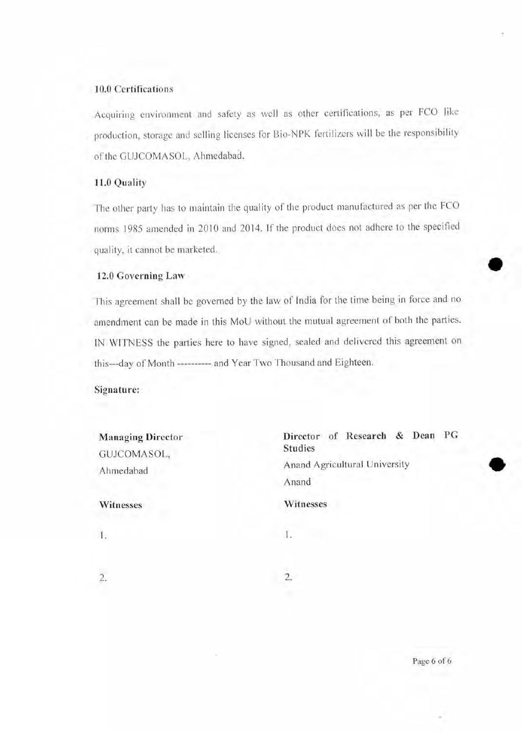### 10.0 Certifications

Acquiring environment and safety as well as other certifications, as per FCO like production, storage and selling licenses for Bio-NPK fertilizers will be the responsibility of the GUJCOMASOL, Ahmedabad.

### 11.0 Quality

The other party has to maintain the quality of the product manufactured as per the FCO norms 1985 amended in 2010 and 2014. If the product does not adhere to the specified quality, it cannot be marketed.

### 12.0 Governing Law

This agreement shall be governed by the law of India for the time being in force and no amendment can be made in this MoU without the mutual agreement of both the parties. IN WITNESS the parties here to have signed, sealed and delivered this agreement on this---day of Month ---------- and Year Two Thousand and Eighteen.

**Signature:**

**Managing Director**
GUJCOMASOL,
Ahmedabad

**Witnesses**

1.

2.

**Director of Research & Dean PG Studies**
Anand Agricultural University
Anand

**Witnesses**

1.

2.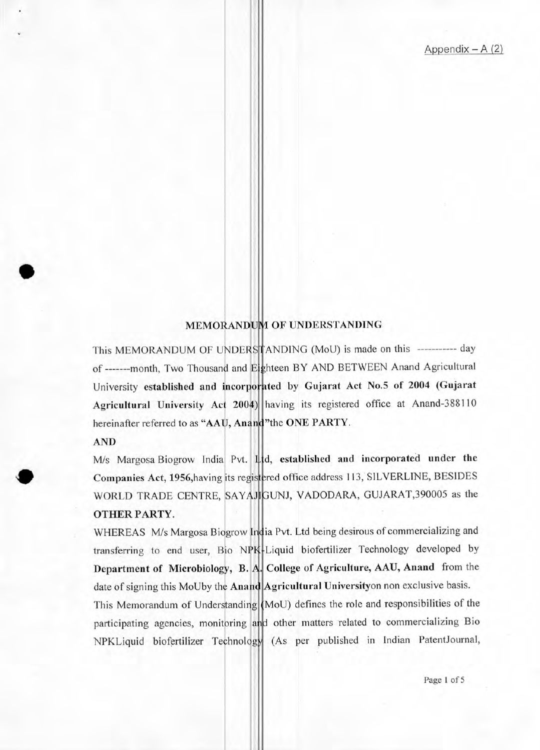Appendix – A (2)

# MEMORANDUM OF UNDERSTANDING

This MEMORANDUM OF UNDERSTANDING (MoU) is made on this ----------- day of -------month, Two Thousand and Eighteen BY AND BETWEEN Anand Agricultural University **established and incorporated by Gujarat Act No.5 of 2004 (Gujarat Agricultural University Act 2004)** having its registered office at Anand-388110 hereinafter referred to as **"AAU, Anand"**the **ONE PARTY**.

**AND**

M/s Margosa Biogrow India Pvt. Ltd, **established and incorporated under the Companies Act, 1956,**having its registered office address 113, SILVERLINE, BESIDES WORLD TRADE CENTRE, SAYAJIGUNJ, VADODARA, GUJARAT,390005 as the **OTHER PARTY**.

WHEREAS M/s Margosa Biogrow India Pvt. Ltd being desirous of commercializing and transferring to end user, Bio NPK-Liquid biofertilizer Technology developed by **Department of Microbiology, B. A. College of Agriculture, AAU, Anand** from the date of signing this MoUby the **Anand Agricultural University**on non exclusive basis.

This Memorandum of Understanding (MoU) defines the role and responsibilities of the participating agencies, monitoring and other matters related to commercializing Bio NPKLiquid biofertilizer Technology (As per published in Indian PatentJournal,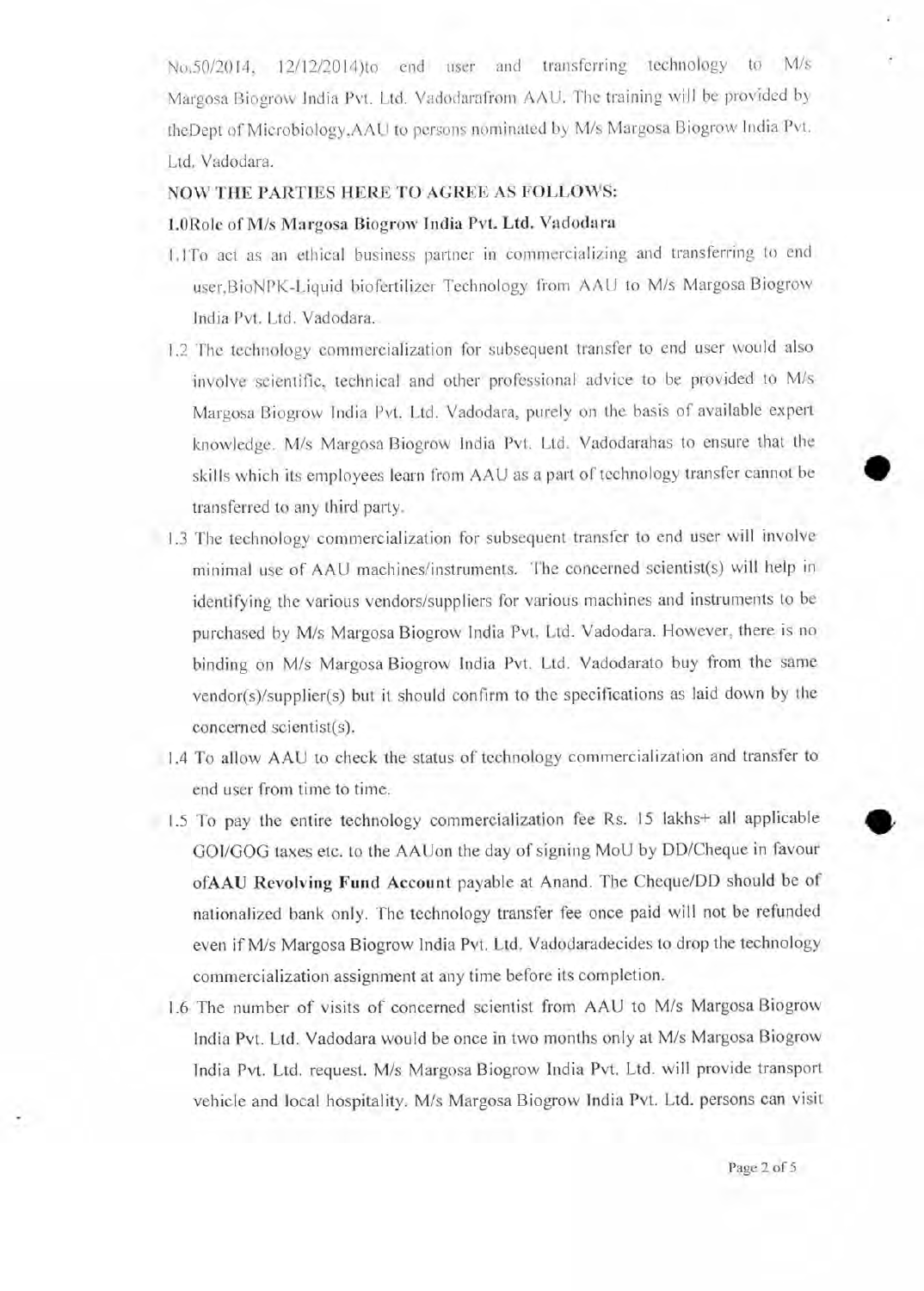No.50/2014, 12/12/2014)to end user and transferring technology to M/s Margosa Biogrow India Pvt. Ltd. Vadodarafrom AAU. The training will be provided by theDept of Microbiology,AAU to persons nominated by M/s Margosa Biogrow India Pvt. Ltd. Vadodara.

**NOW THE PARTIES HERE TO AGREE AS FOLLOWS:**

**1.0Role of M/s Margosa Biogrow India Pvt. Ltd. Vadodara**

1.1To act as an ethical business partner in commercializing and transferring to end user,BioNPK-Liquid biofertilizer Technology from AAU to M/s Margosa Biogrow India Pvt. Ltd. Vadodara.

1.2 The technology commercialization for subsequent transfer to end user would also involve scientific, technical and other professional advice to be provided to M/s Margosa Biogrow India Pvt. Ltd. Vadodara, purely on the basis of available expert knowledge. M/s Margosa Biogrow India Pvt. Ltd. Vadodarahas to ensure that the skills which its employees learn from AAU as a part of technology transfer cannot be transferred to any third party.

1.3 The technology commercialization for subsequent transfer to end user will involve minimal use of AAU machines/instruments. The concerned scientist(s) will help in identifying the various vendors/suppliers for various machines and instruments to be purchased by M/s Margosa Biogrow India Pvt. Ltd. Vadodara. However, there is no binding on M/s Margosa Biogrow India Pvt. Ltd. Vadodarato buy from the same vendor(s)/supplier(s) but it should confirm to the specifications as laid down by the concerned scientist(s).

1.4 To allow AAU to check the status of technology commercialization and transfer to end user from time to time.

1.5 To pay the entire technology commercialization fee Rs. 15 lakhs+ all applicable GOI/GOG taxes etc. to the AAUon the day of signing MoU by DD/Cheque in favour of**AAU Revolving Fund Account** payable at Anand. The Cheque/DD should be of nationalized bank only. The technology transfer fee once paid will not be refunded even if M/s Margosa Biogrow India Pvt. Ltd. Vadodaradecides to drop the technology commercialization assignment at any time before its completion.

1.6 The number of visits of concerned scientist from AAU to M/s Margosa Biogrow India Pvt. Ltd. Vadodara would be once in two months only at M/s Margosa Biogrow India Pvt. Ltd. request. M/s Margosa Biogrow India Pvt. Ltd. will provide transport vehicle and local hospitality. M/s Margosa Biogrow India Pvt. Ltd. persons can visit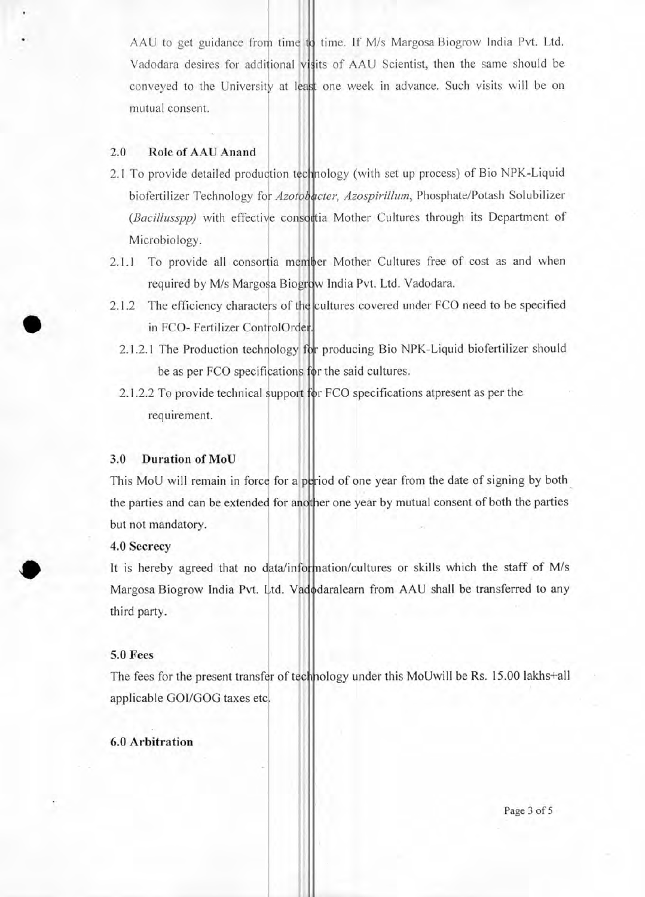AAU to get guidance from time to time. If M/s Margosa Biogrow India Pvt. Ltd. Vadodara desires for additional visits of AAU Scientist, then the same should be conveyed to the University at least one week in advance. Such visits will be on mutual consent.

## 2.0 Role of AAU Anand

2.1 To provide detailed production technology (with set up process) of Bio NPK-Liquid biofertilizer Technology for *Azotobacter, Azospirillum*, Phosphate/Potash Solubilizer (*Bacillusspp*) with effective consortia Mother Cultures through its Department of Microbiology.

2.1.1 To provide all consortia member Mother Cultures free of cost as and when required by M/s Margosa Biogrow India Pvt. Ltd. Vadodara.

2.1.2 The efficiency characters of the cultures covered under FCO need to be specified in FCO- Fertilizer ControlOrder.

2.1.2.1 The Production technology for producing Bio NPK-Liquid biofertilizer should be as per FCO specifications for the said cultures.

2.1.2.2 To provide technical support for FCO specifications atpresent as per the requirement.

## 3.0 Duration of MoU

This MoU will remain in force for a period of one year from the date of signing by both the parties and can be extended for another one year by mutual consent of both the parties but not mandatory.

## 4.0 Secrecy

It is hereby agreed that no data/information/cultures or skills which the staff of M/s Margosa Biogrow India Pvt. Ltd. Vadodaralearn from AAU shall be transferred to any third party.

## 5.0 Fees

The fees for the present transfer of technology under this MoUwill be Rs. 15.00 lakhs+all applicable GOI/GOG taxes etc.

## 6.0 Arbitration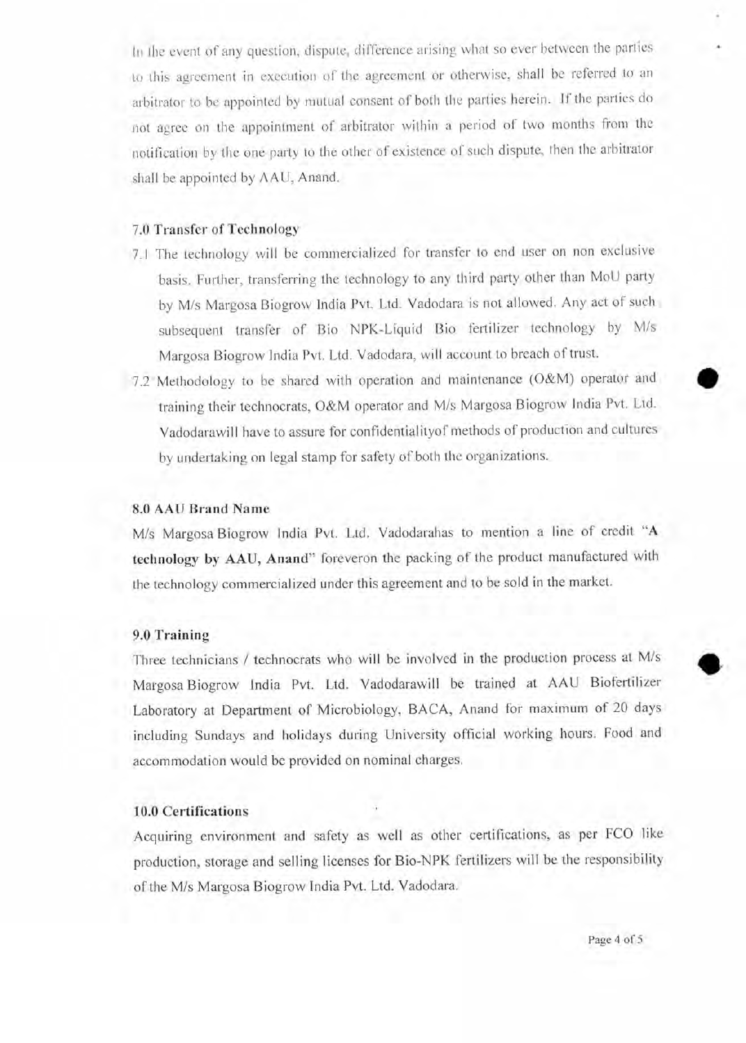In the event of any question, dispute, difference arising what so ever between the parties to this agreement in execution of the agreement or otherwise, shall be referred to an arbitrator to be appointed by mutual consent of both the parties herein. If the parties do not agree on the appointment of arbitrator within a period of two months from the notification by the one party to the other of existence of such dispute, then the arbitrator shall be appointed by AAU, Anand.

**7.0 Transfer of Technology**

7.1 The technology will be commercialized for transfer to end user on non exclusive basis. Further, transferring the technology to any third party other than MoU party by M/s Margosa Biogrow India Pvt. Ltd. Vadodara is not allowed. Any act of such subsequent transfer of Bio NPK-Liquid Bio fertilizer technology by M/s Margosa Biogrow India Pvt. Ltd. Vadodara, will account to breach of trust.

7.2 Methodology to be shared with operation and maintenance (O&M) operator and training their technocrats, O&M operator and M/s Margosa Biogrow India Pvt. Ltd. Vadodarawill have to assure for confidentialityof methods of production and cultures by undertaking on legal stamp for safety of both the organizations.

**8.0 AAU Brand Name**

M/s Margosa Biogrow India Pvt. Ltd. Vadodarahas to mention a line of credit "**A technology by AAU, Anand**" foreveron the packing of the product manufactured with the technology commercialized under this agreement and to be sold in the market.

**9.0 Training**

Three technicians / technocrats who will be involved in the production process at M/s Margosa Biogrow India Pvt. Ltd. Vadodarawill be trained at AAU Biofertilizer Laboratory at Department of Microbiology, BACA, Anand for maximum of 20 days including Sundays and holidays during University official working hours. Food and accommodation would be provided on nominal charges.

**10.0 Certifications**

Acquiring environment and safety as well as other certifications, as per FCO like production, storage and selling licenses for Bio-NPK fertilizers will be the responsibility of the M/s Margosa Biogrow India Pvt. Ltd. Vadodara.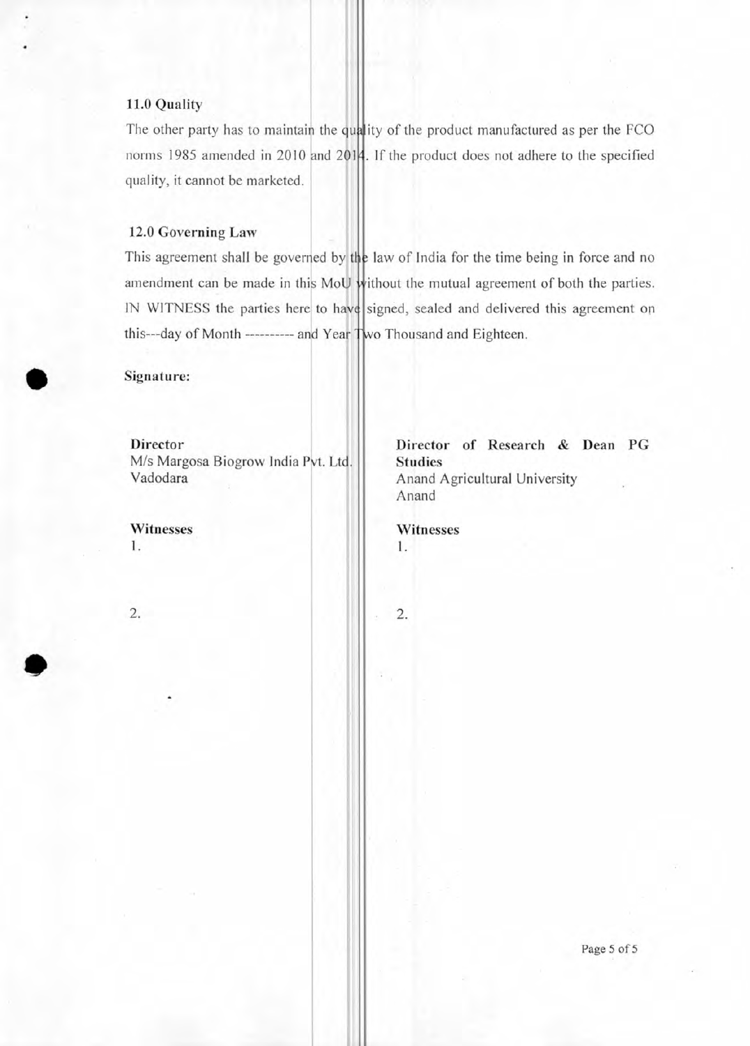### 11.0 Quality

The other party has to maintain the quality of the product manufactured as per the FCO norms 1985 amended in 2010 and 2014. If the product does not adhere to the specified quality, it cannot be marketed.

### 12.0 Governing Law

This agreement shall be governed by the law of India for the time being in force and no amendment can be made in this MoU without the mutual agreement of both the parties. IN WITNESS the parties here to have signed, sealed and delivered this agreement on this---day of Month ---------- and Year Two Thousand and Eighteen.

**Signature:**

**Director**
M/s Margosa Biogrow India Pvt. Ltd.
Vadodara

**Witnesses**
1.

2.

**Director of Research & Dean PG Studies**
Anand Agricultural University
Anand

**Witnesses**
1.

2.